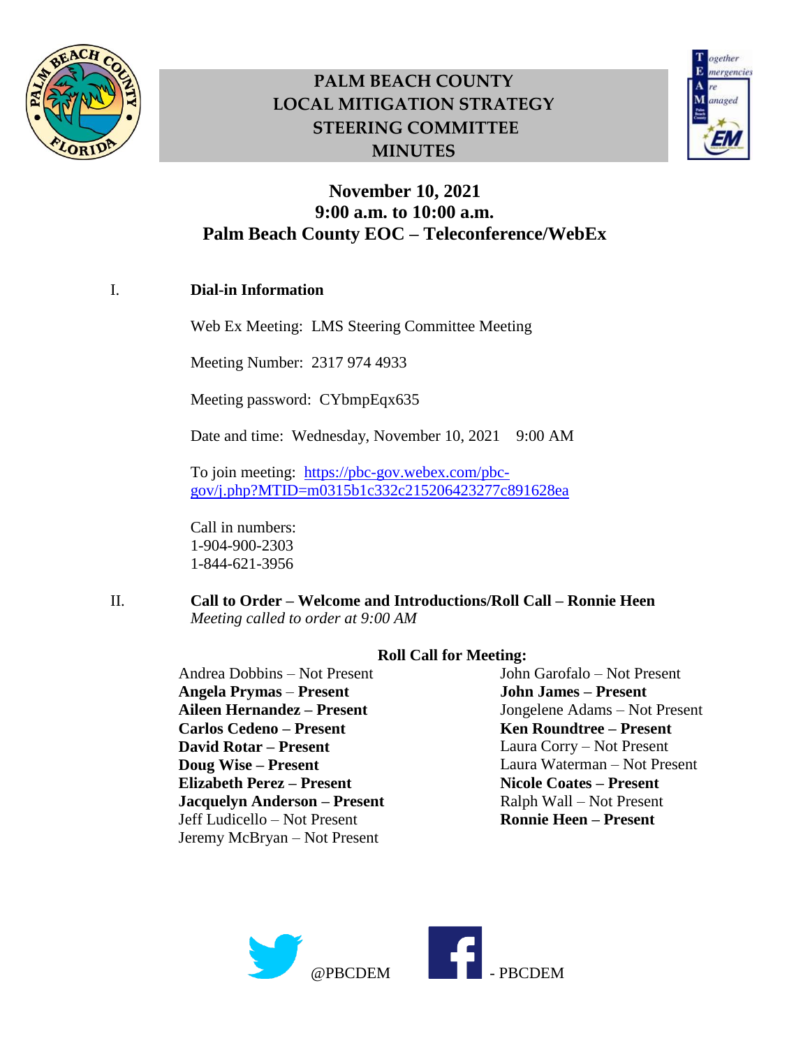# PALM BEACH COUNTY LOCAL MITIGATION STRATEGY STEERING COMMITTEE MINUTES

## November 10, 2021
## 9:00 a.m. to 10:00 a.m.
## Palm Beach County EOC – Teleconference/WebEx

I. **Dial-in Information**

Web Ex Meeting: LMS Steering Committee Meeting

Meeting Number: 2317 974 4933

Meeting password: CYbmpEqx635

Date and time: Wednesday, November 10, 2021 9:00 AM

To join meeting: https://pbc-gov.webex.com/pbc-gov/j.php?MTID=m0315b1c332c215206423277c891628ea

Call in numbers:
1-904-900-2303
1-844-621-3956

II. **Call to Order – Welcome and Introductions/Roll Call – Ronnie Heen**
*Meeting called to order at 9:00 AM*

**Roll Call for Meeting:**

Andrea Dobbins – Not Present
**Angela Prymas – Present**
**Aileen Hernandez – Present**
**Carlos Cedeno – Present**
**David Rotar – Present**
**Doug Wise – Present**
**Elizabeth Perez – Present**
**Jacquelyn Anderson – Present**
Jeff Ludicello – Not Present
Jeremy McBryan – Not Present
John Garofalo – Not Present
**John James – Present**
Jongelene Adams – Not Present
**Ken Roundtree – Present**
Laura Corry – Not Present
Laura Waterman – Not Present
**Nicole Coates – Present**
Ralph Wall – Not Present
**Ronnie Heen – Present**

@PBCDEM - PBCDEM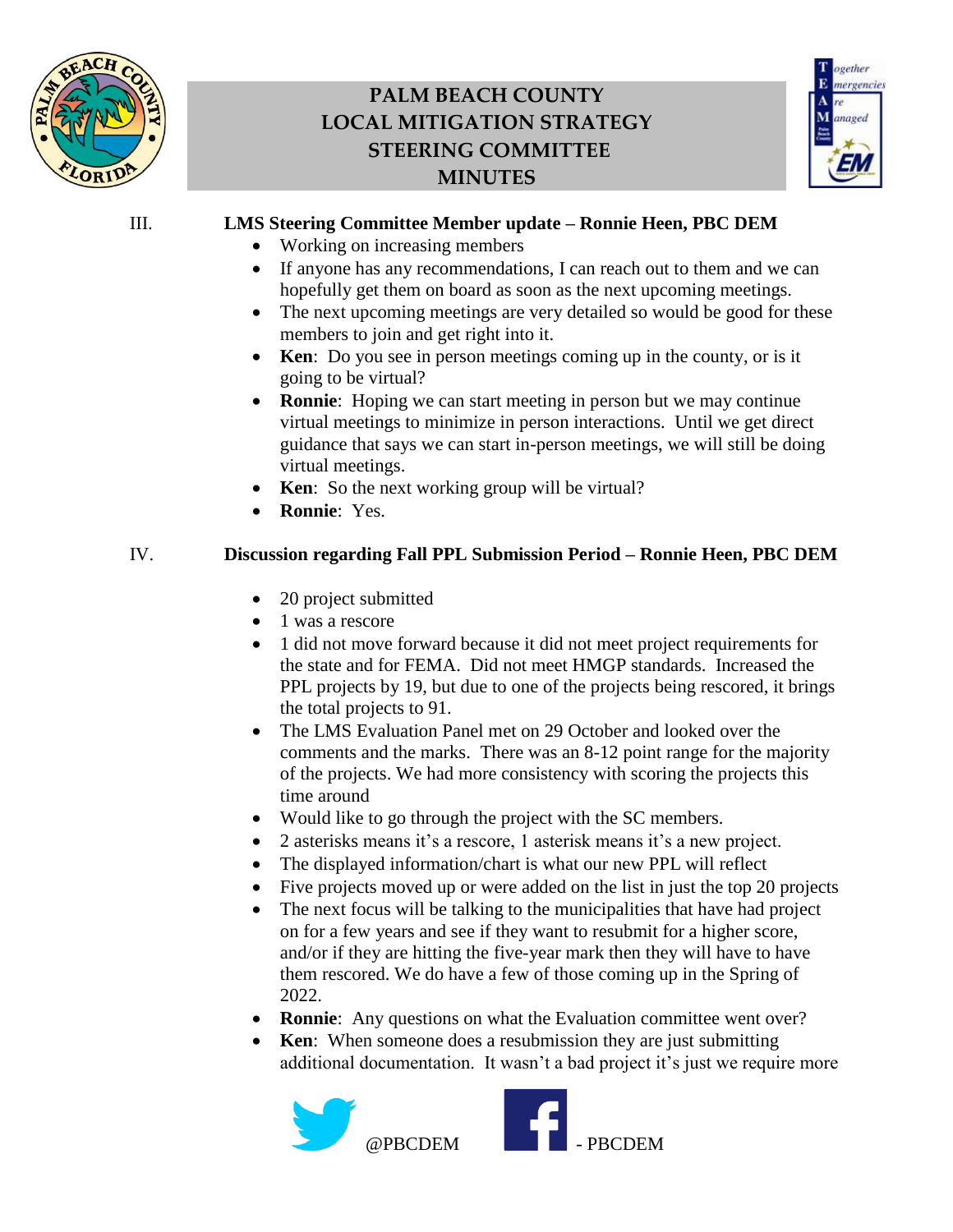III. **LMS Steering Committee Member update – Ronnie Heen, PBC DEM**

- Working on increasing members
- If anyone has any recommendations, I can reach out to them and we can hopefully get them on board as soon as the next upcoming meetings.
- The next upcoming meetings are very detailed so would be good for these members to join and get right into it.
- **Ken**: Do you see in person meetings coming up in the county, or is it going to be virtual?
- **Ronnie**: Hoping we can start meeting in person but we may continue virtual meetings to minimize in person interactions. Until we get direct guidance that says we can start in-person meetings, we will still be doing virtual meetings.
- **Ken**: So the next working group will be virtual?
- **Ronnie**: Yes.

IV. **Discussion regarding Fall PPL Submission Period – Ronnie Heen, PBC DEM**

- 20 project submitted
- 1 was a rescore
- 1 did not move forward because it did not meet project requirements for the state and for FEMA. Did not meet HMGP standards. Increased the PPL projects by 19, but due to one of the projects being rescored, it brings the total projects to 91.
- The LMS Evaluation Panel met on 29 October and looked over the comments and the marks. There was an 8-12 point range for the majority of the projects. We had more consistency with scoring the projects this time around
- Would like to go through the project with the SC members.
- 2 asterisks means it's a rescore, 1 asterisk means it's a new project.
- The displayed information/chart is what our new PPL will reflect
- Five projects moved up or were added on the list in just the top 20 projects
- The next focus will be talking to the municipalities that have had project on for a few years and see if they want to resubmit for a higher score, and/or if they are hitting the five-year mark then they will have to have them rescored. We do have a few of those coming up in the Spring of 2022.
- **Ronnie**: Any questions on what the Evaluation committee went over?
- **Ken**: When someone does a resubmission they are just submitting additional documentation. It wasn't a bad project it's just we require more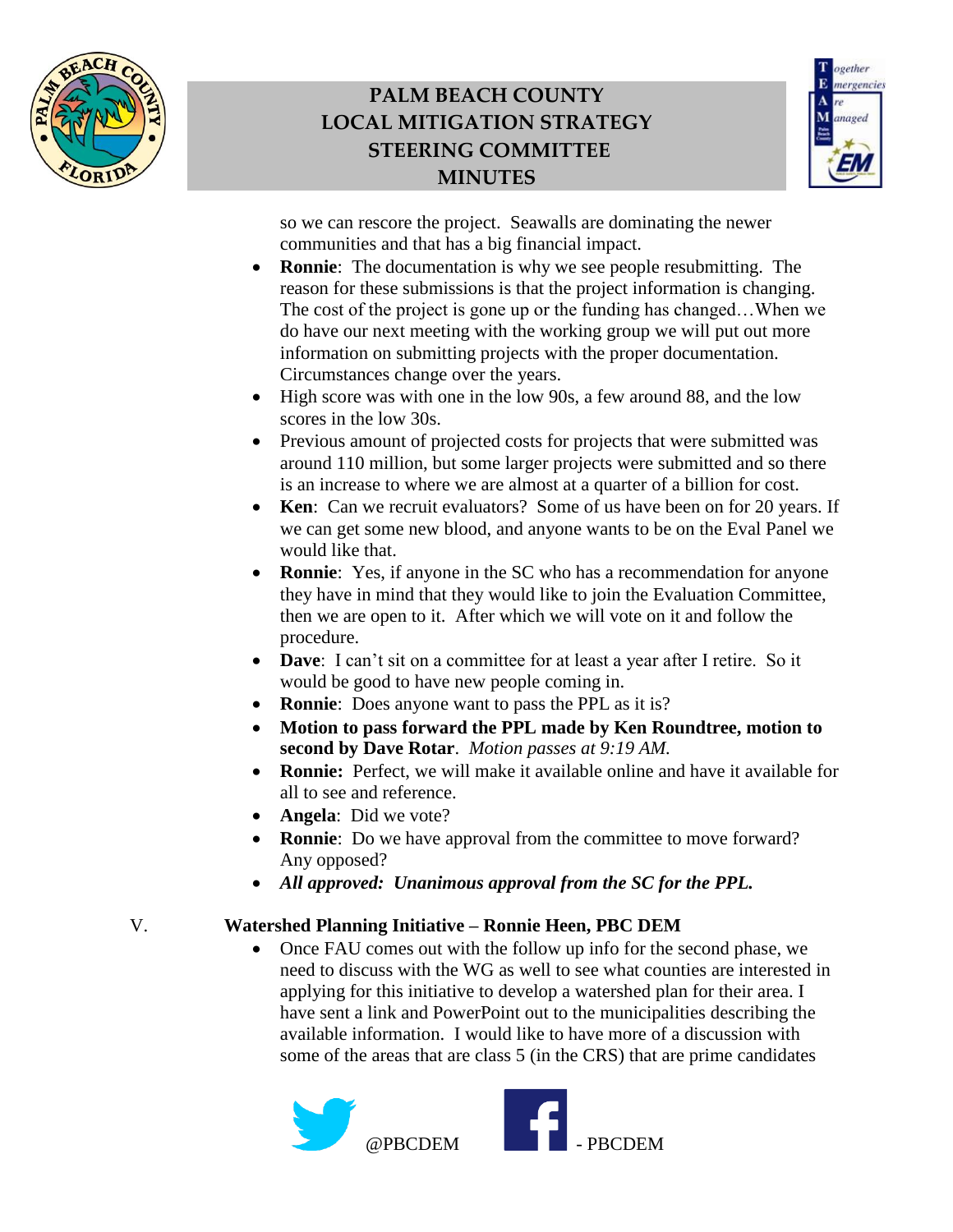so we can rescore the project. Seawalls are dominating the newer communities and that has a big financial impact.

- **Ronnie**: The documentation is why we see people resubmitting. The reason for these submissions is that the project information is changing. The cost of the project is gone up or the funding has changed…When we do have our next meeting with the working group we will put out more information on submitting projects with the proper documentation. Circumstances change over the years.
- High score was with one in the low 90s, a few around 88, and the low scores in the low 30s.
- Previous amount of projected costs for projects that were submitted was around 110 million, but some larger projects were submitted and so there is an increase to where we are almost at a quarter of a billion for cost.
- **Ken**: Can we recruit evaluators? Some of us have been on for 20 years. If we can get some new blood, and anyone wants to be on the Eval Panel we would like that.
- **Ronnie**: Yes, if anyone in the SC who has a recommendation for anyone they have in mind that they would like to join the Evaluation Committee, then we are open to it. After which we will vote on it and follow the procedure.
- **Dave**: I can't sit on a committee for at least a year after I retire. So it would be good to have new people coming in.
- **Ronnie**: Does anyone want to pass the PPL as it is?
- **Motion to pass forward the PPL made by Ken Roundtree, motion to second by Dave Rotar**. *Motion passes at 9:19 AM.*
- **Ronnie:** Perfect, we will make it available online and have it available for all to see and reference.
- **Angela**: Did we vote?
- **Ronnie**: Do we have approval from the committee to move forward? Any opposed?
- ***All approved: Unanimous approval from the SC for the PPL.***

V. **Watershed Planning Initiative – Ronnie Heen, PBC DEM**

- Once FAU comes out with the follow up info for the second phase, we need to discuss with the WG as well to see what counties are interested in applying for this initiative to develop a watershed plan for their area. I have sent a link and PowerPoint out to the municipalities describing the available information. I would like to have more of a discussion with some of the areas that are class 5 (in the CRS) that are prime candidates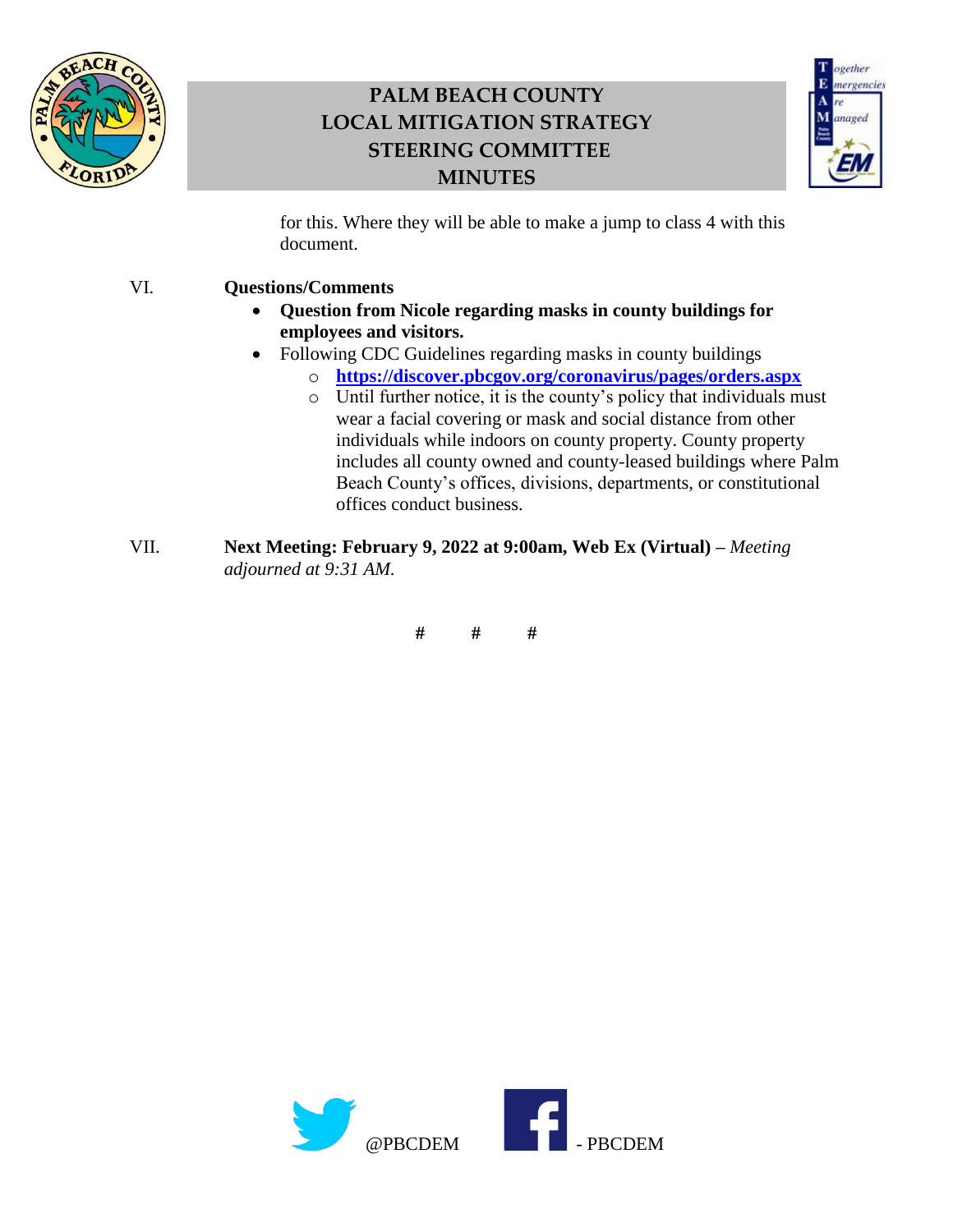for this. Where they will be able to make a jump to class 4 with this document.

VI. **Questions/Comments**

- **Question from Nicole regarding masks in county buildings for employees and visitors.**
- Following CDC Guidelines regarding masks in county buildings
  - **https://discover.pbcgov.org/coronavirus/pages/orders.aspx**
  - Until further notice, it is the county's policy that individuals must wear a facial covering or mask and social distance from other individuals while indoors on county property. County property includes all county owned and county-leased buildings where Palm Beach County's offices, divisions, departments, or constitutional offices conduct business.

VII. **Next Meeting: February 9, 2022 at 9:00am, Web Ex (Virtual) –** *Meeting adjourned at 9:31 AM.*

# # #

@PBCDEM - PBCDEM